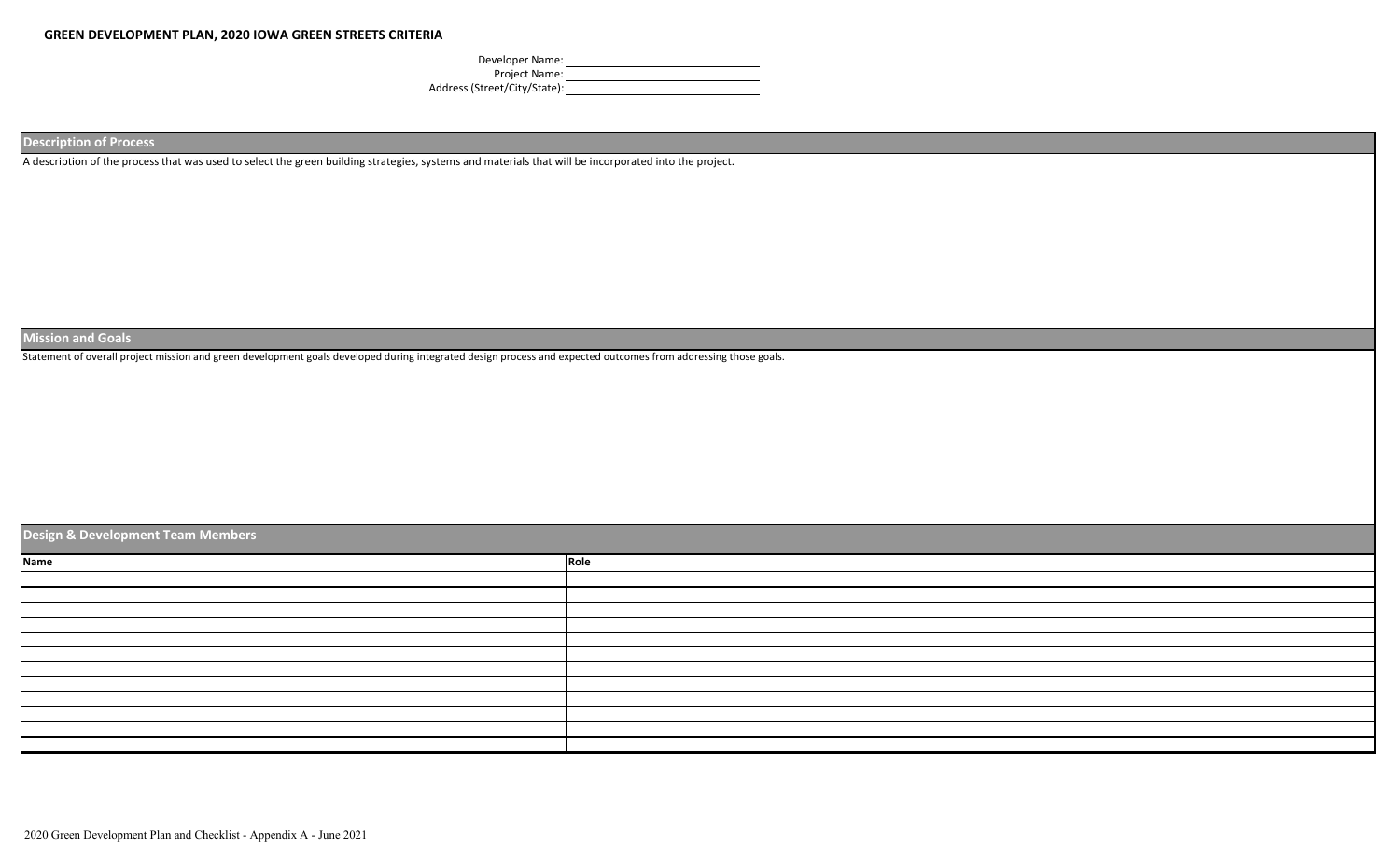**GREEN DEVELOPMENT PLAN, 2020 IOWA GREEN STREETS CRITERIA**

Developer Name: ______________________________

Project Name: ______________________________

Address (Street/City/State): ______________________________

## Description of Process

A description of the process that was used to select the green building strategies, systems and materials that will be incorporated into the project.

## Mission and Goals

Statement of overall project mission and green development goals developed during integrated design process and expected outcomes from addressing those goals.

## Design & Development Team Members

| Name | Role |
| --- | --- |
| | |
| | |
| | |
| | |
| | |
| | |
| | |
| | |
| | |
| | |
| | |
| | |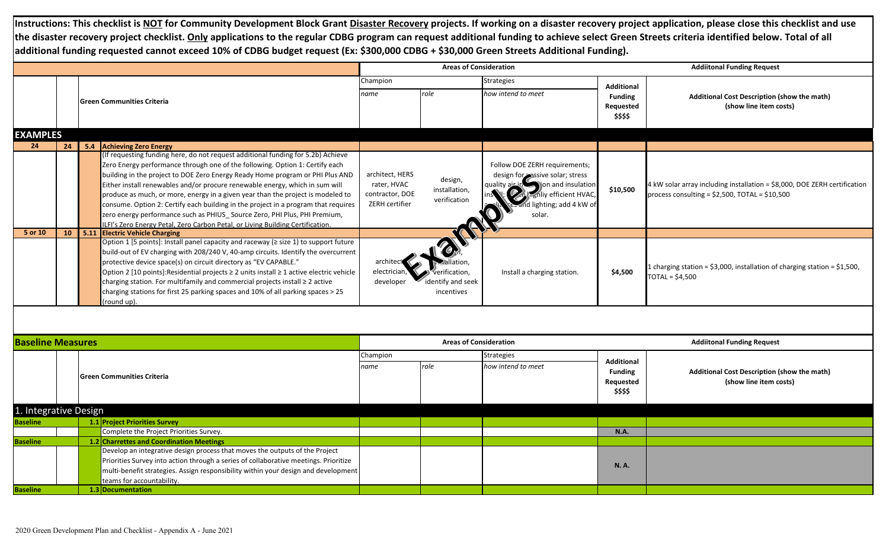**Instructions: This checklist is NOT for Community Development Block Grant Disaster Recovery projects. If working on a disaster recovery project application, please close this checklist and use the disaster recovery project checklist. Only applications to the regular CDBG program can request additional funding to achieve select Green Streets criteria identified below. Total of all additional funding requested cannot exceed 10% of CDBG budget request (Ex: $300,000 CDBG + $30,000 Green Streets Additional Funding).**

| | | | | Areas of Consideration | | | Addiitonal Funding Request | |
|---|---|---|---|---|---|---|---|---|
| | | | Green Communities Criteria | Champion | | Strategies | Additional Funding Requested $$$$ | Additional Cost Description (show the math) (show line item costs) |
| | | | | *name* | *role* | *how intend to meet* | | |
| **EXAMPLES** | | | | | | | | |
| **24** | **24** | **5.4** | **Achieving Zero Energy** | | | | | |
| | | | (If requesting funding here, do not request additional funding for 5.2b) Achieve Zero Energy performance through one of the following. Option 1: Certify each building in the project to DOE Zero Energy Ready Home program or PHI Plus AND Either install renewables and/or procure renewable energy, which in sum will produce as much, or more, energy in a given year than the project is modeled to consume. Option 2: Certify each building in the project in a program that requires zero energy performance such as PHIUS_ Source Zero, PHI Plus, PHI Premium, ILFI's Zero Energy Petal, Zero Carbon Petal, or Living Building Certification. | architect, HERS rater, HVAC contractor, DOE ZERH certifier | design, installation, verification | Follow DOE ZERH requirements; design for passive solar; stress quality air infiltration and insulation install; use highly efficient HVAC, appliances and lighting; add 4 kW of solar. | $10,500 | 4 kW solar array including installation = $8,000, DOE ZERH certification process consulting = $2,500, TOTAL = $10,500 |
| **5 or 10** | **10** | **5.11** | **Electric Vehicle Charging** | | | | | |
| | | | Option 1 [5 points]: Install panel capacity and raceway (≥ size 1) to support future build-out of EV charging with 208/240 V, 40-amp circuits. Identify the overcurrent protective device space(s) on circuit directory as "EV CAPABLE." Option 2 [10 points]:Residential projects ≥ 2 units install ≥ 1 active electric vehicle charging station. For multifamily and commercial projects install ≥ 2 active charging stations for first 25 parking spaces and 10% of all parking spaces > 25 (round up). | architect, electrician, developer | design, installation, verification, identify and seek incentives | Install a charging station. | $4,500 | 1 charging station = $3,000, installation of charging station = $1,500, TOTAL = $4,500 |

| | | | | Areas of Consideration | | | Addiitonal Funding Request | |
|---|---|---|---|---|---|---|---|---|
| **Baseline Measures** | | | Green Communities Criteria | Champion | | Strategies | Additional Funding Requested $$$$ | Additional Cost Description (show the math) (show line item costs) |
| | | | | *name* | *role* | *how intend to meet* | | |
| **1. Integrative Design** | | | | | | | | |
| **Baseline** | | **1.1** | **Project Priorities Survey** | | | | | |
| | | | Complete the Project Priorities Survey. | | | | N.A. | |
| **Baseline** | | **1.2** | **Charrettes and Coordination Meetings** | | | | | |
| | | | Develop an integrative design process that moves the outputs of the Project Priorities Survey into action through a series of collaborative meetings. Prioritize multi-benefit strategies. Assign responsibility within your design and development teams for accountability. | | | | N. A. | |
| **Baseline** | | **1.3** | **Documentation** | | | | | |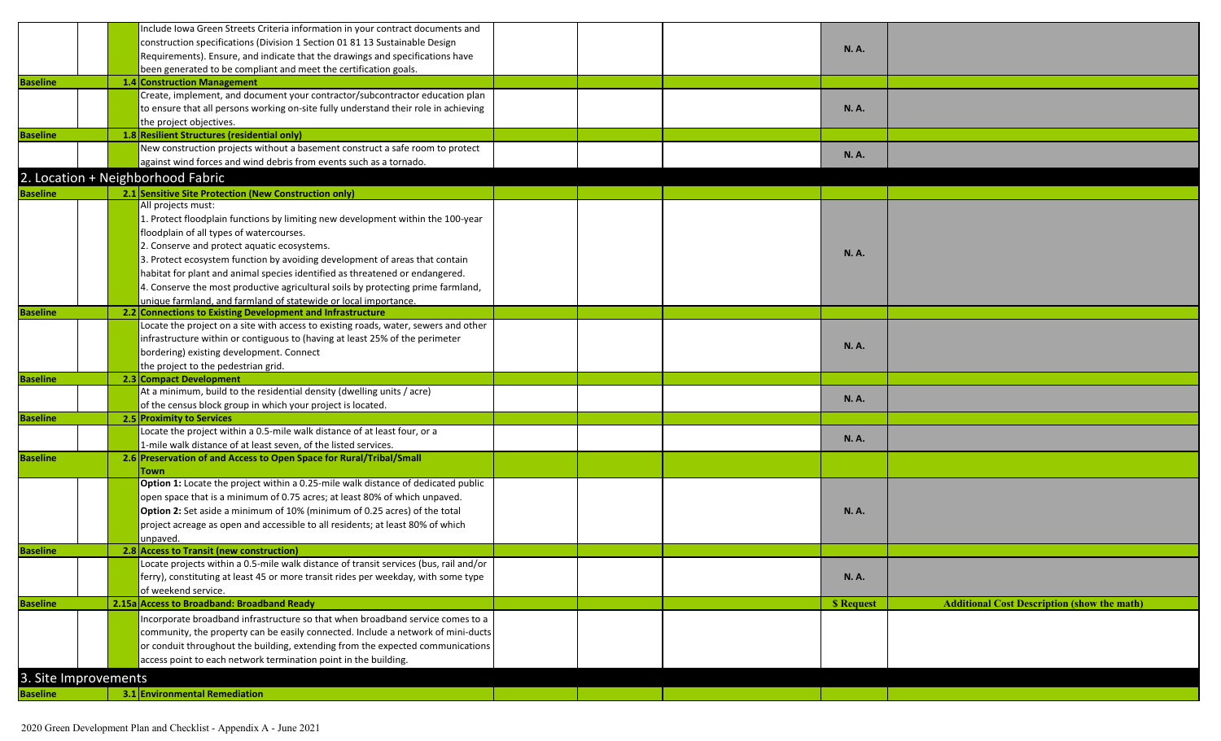| | | | | | | | |
|---|---|---|---|---|---|---|---|
| | | Include Iowa Green Streets Criteria information in your contract documents and construction specifications (Division 1 Section 01 81 13 Sustainable Design Requirements). Ensure, and indicate that the drawings and specifications have been generated to be compliant and meet the certification goals. | | | | N. A. | |
| **Baseline** | | **1.4 Construction Management** | | | | | |
| | | Create, implement, and document your contractor/subcontractor education plan to ensure that all persons working on-site fully understand their role in achieving the project objectives. | | | | N. A. | |
| **Baseline** | | **1.8 Resilient Structures (residential only)** | | | | | |
| | | New construction projects without a basement construct a safe room to protect against wind forces and wind debris from events such as a tornado. | | | | N. A. | |
| **2. Location + Neighborhood Fabric** | | | | | | | |
| **Baseline** | | **2.1 Sensitive Site Protection (New Construction only)** | | | | | |
| | | All projects must:<br>1. Protect floodplain functions by limiting new development within the 100-year floodplain of all types of watercourses.<br>2. Conserve and protect aquatic ecosystems.<br>3. Protect ecosystem function by avoiding development of areas that contain habitat for plant and animal species identified as threatened or endangered.<br>4. Conserve the most productive agricultural soils by protecting prime farmland, unique farmland, and farmland of statewide or local importance. | | | | N. A. | |
| **Baseline** | | **2.2 Connections to Existing Development and Infrastructure** | | | | | |
| | | Locate the project on a site with access to existing roads, water, sewers and other infrastructure within or contiguous to (having at least 25% of the perimeter bordering) existing development. Connect the project to the pedestrian grid. | | | | N. A. | |
| **Baseline** | | **2.3 Compact Development** | | | | | |
| | | At a minimum, build to the residential density (dwelling units / acre) of the census block group in which your project is located. | | | | N. A. | |
| **Baseline** | | **2.5 Proximity to Services** | | | | | |
| | | Locate the project within a 0.5-mile walk distance of at least four, or a 1-mile walk distance of at least seven, of the listed services. | | | | N. A. | |
| **Baseline** | | **2.6 Preservation of and Access to Open Space for Rural/Tribal/Small Town** | | | | | |
| | | **Option 1:** Locate the project within a 0.25-mile walk distance of dedicated public open space that is a minimum of 0.75 acres; at least 80% of which unpaved.<br>**Option 2:** Set aside a minimum of 10% (minimum of 0.25 acres) of the total project acreage as open and accessible to all residents; at least 80% of which unpaved. | | | | N. A. | |
| **Baseline** | | **2.8 Access to Transit (new construction)** | | | | | |
| | | Locate projects within a 0.5-mile walk distance of transit services (bus, rail and/or ferry), constituting at least 45 or more transit rides per weekday, with some type of weekend service. | | | | N. A. | |
| **Baseline** | | **2.15a Access to Broadband: Broadband Ready** | | | | **$ Request** | **Additional Cost Description (show the math)** |
| | | Incorporate broadband infrastructure so that when broadband service comes to a community, the property can be easily connected. Include a network of mini-ducts or conduit throughout the building, extending from the expected communications access point to each network termination point in the building. | | | | | |
| **3. Site Improvements** | | | | | | | |
| **Baseline** | | **3.1 Environmental Remediation** | | | | | |

2020 Green Development Plan and Checklist - Appendix A - June 2021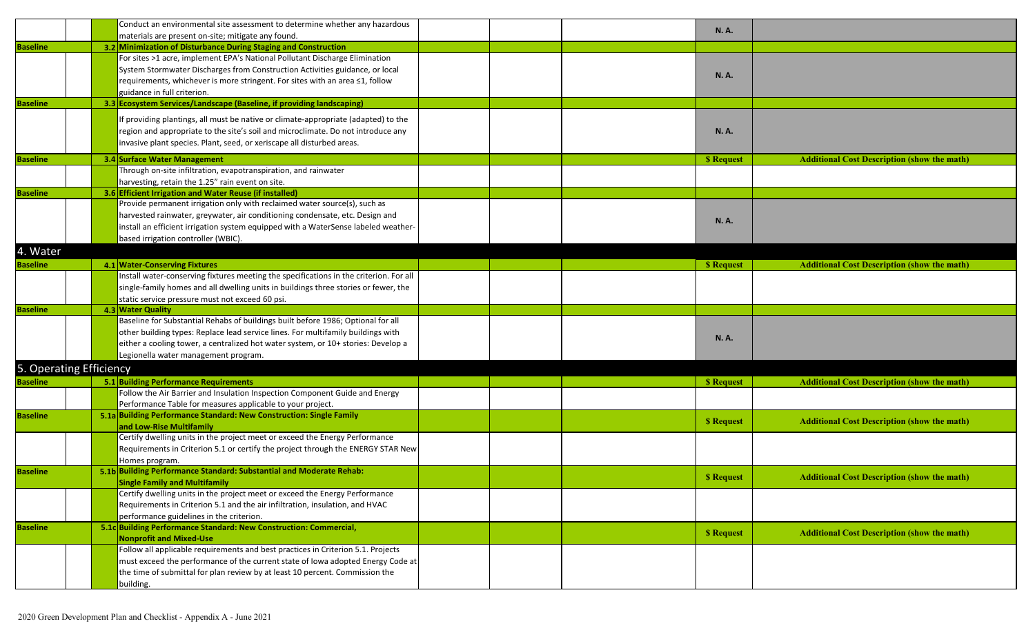| | | | | | | | |
|---|---|---|---|---|---|---|---|
| | | Conduct an environmental site assessment to determine whether any hazardous materials are present on-site; mitigate any found. | | | | N. A. | |
| **Baseline** | **3.2** | **Minimization of Disturbance During Staging and Construction** | | | | | |
| | | For sites >1 acre, implement EPA's National Pollutant Discharge Elimination System Stormwater Discharges from Construction Activities guidance, or local requirements, whichever is more stringent. For sites with an area ≤1, follow guidance in full criterion. | | | | N. A. | |
| **Baseline** | **3.3** | **Ecosystem Services/Landscape (Baseline, if providing landscaping)** | | | | | |
| | | If providing plantings, all must be native or climate-appropriate (adapted) to the region and appropriate to the site's soil and microclimate. Do not introduce any invasive plant species. Plant, seed, or xeriscape all disturbed areas. | | | | N. A. | |
| **Baseline** | **3.4** | **Surface Water Management** | | | | **$ Request** | **Additional Cost Description (show the math)** |
| | | Through on-site infiltration, evapotranspiration, and rainwater harvesting, retain the 1.25" rain event on site. | | | | | |
| **Baseline** | **3.6** | **Efficient Irrigation and Water Reuse (if installed)** | | | | | |
| | | Provide permanent irrigation only with reclaimed water source(s), such as harvested rainwater, greywater, air conditioning condensate, etc. Design and install an efficient irrigation system equipped with a WaterSense labeled weather-based irrigation controller (WBIC). | | | | N. A. | |

## 4. Water

| | | | | | | | |
|---|---|---|---|---|---|---|---|
| **Baseline** | **4.1** | **Water-Conserving Fixtures** | | | | **$ Request** | **Additional Cost Description (show the math)** |
| | | Install water-conserving fixtures meeting the specifications in the criterion. For all single-family homes and all dwelling units in buildings three stories or fewer, the static service pressure must not exceed 60 psi. | | | | | |
| **Baseline** | **4.3** | **Water Quality** | | | | | |
| | | Baseline for Substantial Rehabs of buildings built before 1986; Optional for all other building types: Replace lead service lines. For multifamily buildings with either a cooling tower, a centralized hot water system, or 10+ stories: Develop a Legionella water management program. | | | | N. A. | |

## 5. Operating Efficiency

| | | | | | | | |
|---|---|---|---|---|---|---|---|
| **Baseline** | **5.1** | **Building Performance Requirements** | | | | **$ Request** | **Additional Cost Description (show the math)** |
| | | Follow the Air Barrier and Insulation Inspection Component Guide and Energy Performance Table for measures applicable to your project. | | | | | |
| **Baseline** | **5.1a** | **Building Performance Standard: New Construction: Single Family and Low-Rise Multifamily** | | | | **$ Request** | **Additional Cost Description (show the math)** |
| | | Certify dwelling units in the project meet or exceed the Energy Performance Requirements in Criterion 5.1 or certify the project through the ENERGY STAR New Homes program. | | | | | |
| **Baseline** | **5.1b** | **Building Performance Standard: Substantial and Moderate Rehab: Single Family and Multifamily** | | | | **$ Request** | **Additional Cost Description (show the math)** |
| | | Certify dwelling units in the project meet or exceed the Energy Performance Requirements in Criterion 5.1 and the air infiltration, insulation, and HVAC performance guidelines in the criterion. | | | | | |
| **Baseline** | **5.1c** | **Building Performance Standard: New Construction: Commercial, Nonprofit and Mixed-Use** | | | | **$ Request** | **Additional Cost Description (show the math)** |
| | | Follow all applicable requirements and best practices in Criterion 5.1. Projects must exceed the performance of the current state of Iowa adopted Energy Code at the time of submittal for plan review by at least 10 percent. Commission the building. | | | | | |

2020 Green Development Plan and Checklist - Appendix A - June 2021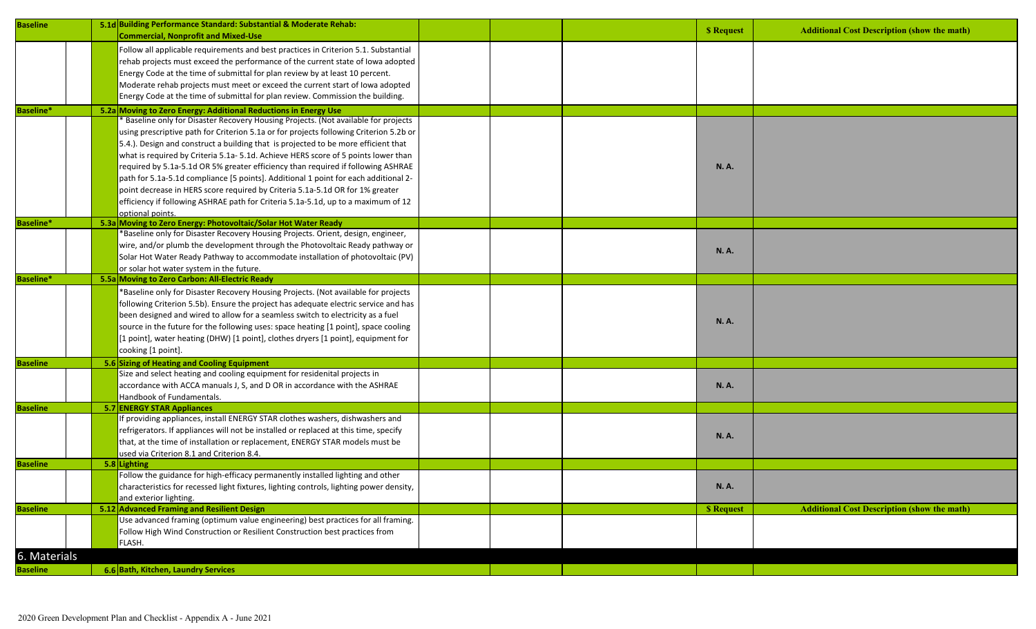| Baseline | | | 5.1d Building Performance Standard: Substantial & Moderate Rehab: Commercial, Nonprofit and Mixed-Use | | | | $ Request | Additional Cost Description (show the math) |
|---|---|---|---|---|---|---|---|---|
| | | | Follow all applicable requirements and best practices in Criterion 5.1. Substantial rehab projects must exceed the performance of the current state of Iowa adopted Energy Code at the time of submittal for plan review by at least 10 percent. Moderate rehab projects must meet or exceed the current start of Iowa adopted Energy Code at the time of submittal for plan review. Commission the building. | | | | | |
| Baseline* | | | 5.2a Moving to Zero Energy: Additional Reductions in Energy Use | | | | | |
| | | | * Baseline only for Disaster Recovery Housing Projects. (Not available for projects using prescriptive path for Criterion 5.1a or for projects following Criterion 5.2b or 5.4.). Design and construct a building that is projected to be more efficient that what is required by Criteria 5.1a- 5.1d. Achieve HERS score of 5 points lower than required by 5.1a-5.1d OR 5% greater efficiency than required if following ASHRAE path for 5.1a-5.1d compliance [5 points]. Additional 1 point for each additional 2-point decrease in HERS score required by Criteria 5.1a-5.1d OR for 1% greater efficiency if following ASHRAE path for Criteria 5.1a-5.1d, up to a maximum of 12 optional points. | | | | N. A. | |
| Baseline* | | | 5.3a Moving to Zero Energy: Photovoltaic/Solar Hot Water Ready | | | | | |
| | | | *Baseline only for Disaster Recovery Housing Projects. Orient, design, engineer, wire, and/or plumb the development through the Photovoltaic Ready pathway or Solar Hot Water Ready Pathway to accommodate installation of photovoltaic (PV) or solar hot water system in the future. | | | | N. A. | |
| Baseline* | | | 5.5a Moving to Zero Carbon: All-Electric Ready | | | | | |
| | | | *Baseline only for Disaster Recovery Housing Projects. (Not available for projects following Criterion 5.5b). Ensure the project has adequate electric service and has been designed and wired to allow for a seamless switch to electricity as a fuel source in the future for the following uses: space heating [1 point], space cooling [1 point], water heating (DHW) [1 point], clothes dryers [1 point], equipment for cooking [1 point]. | | | | N. A. | |
| Baseline | | | 5.6 Sizing of Heating and Cooling Equipment | | | | | |
| | | | Size and select heating and cooling equipment for residenital projects in accordance with ACCA manuals J, S, and D OR in accordance with the ASHRAE Handbook of Fundamentals. | | | | N. A. | |
| Baseline | | | 5.7 ENERGY STAR Appliances | | | | | |
| | | | If providing appliances, install ENERGY STAR clothes washers, dishwashers and refrigerators. If appliances will not be installed or replaced at this time, specify that, at the time of installation or replacement, ENERGY STAR models must be used via Criterion 8.1 and Criterion 8.4. | | | | N. A. | |
| Baseline | | | 5.8 Lighting | | | | | |
| | | | Follow the guidance for high-efficacy permanently installed lighting and other characteristics for recessed light fixtures, lighting controls, lighting power density, and exterior lighting. | | | | N. A. | |
| Baseline | | | 5.12 Advanced Framing and Resilient Design | | | | $ Request | Additional Cost Description (show the math) |
| | | | Use advanced framing (optimum value engineering) best practices for all framing. Follow High Wind Construction or Resilient Construction best practices from FLASH. | | | | | |

# 6. Materials

| Baseline | | | 6.6 Bath, Kitchen, Laundry Services | | | | | |
|---|---|---|---|---|---|---|---|---|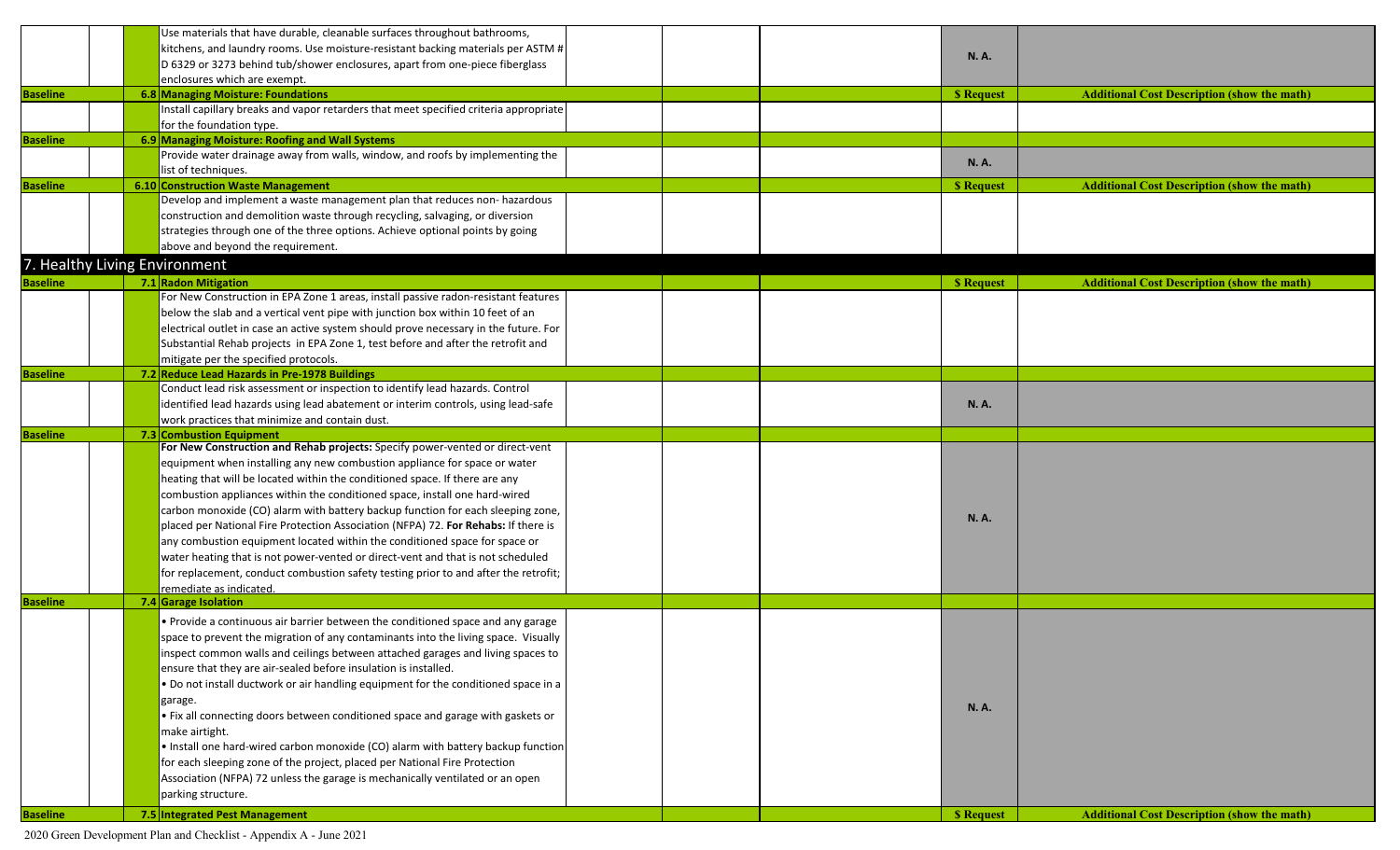| | | | | | | |
|---|---|---|---|---|---|---|
| | | Use materials that have durable, cleanable surfaces throughout bathrooms, kitchens, and laundry rooms. Use moisture-resistant backing materials per ASTM # D 6329 or 3273 behind tub/shower enclosures, apart from one-piece fiberglass enclosures which are exempt. | | | N. A. | |
| Baseline | | **6.8 Managing Moisture: Foundations** | | | **$ Request** | **Additional Cost Description (show the math)** |
| | | Install capillary breaks and vapor retarders that meet specified criteria appropriate for the foundation type. | | | | |
| Baseline | | **6.9 Managing Moisture: Roofing and Wall Systems** | | | | |
| | | Provide water drainage away from walls, window, and roofs by implementing the list of techniques. | | | N. A. | |
| Baseline | | **6.10 Construction Waste Management** | | | **$ Request** | **Additional Cost Description (show the math)** |
| | | Develop and implement a waste management plan that reduces non- hazardous construction and demolition waste through recycling, salvaging, or diversion strategies through one of the three options. Achieve optional points by going above and beyond the requirement. | | | | |
| **7. Healthy Living Environment** | | | | | | |
| Baseline | | **7.1 Radon Mitigation** | | | **$ Request** | **Additional Cost Description (show the math)** |
| | | For New Construction in EPA Zone 1 areas, install passive radon-resistant features below the slab and a vertical vent pipe with junction box within 10 feet of an electrical outlet in case an active system should prove necessary in the future. For Substantial Rehab projects in EPA Zone 1, test before and after the retrofit and mitigate per the specified protocols. | | | | |
| Baseline | | **7.2 Reduce Lead Hazards in Pre-1978 Buildings** | | | | |
| | | Conduct lead risk assessment or inspection to identify lead hazards. Control identified lead hazards using lead abatement or interim controls, using lead-safe work practices that minimize and contain dust. | | | N. A. | |
| Baseline | | **7.3 Combustion Equipment** | | | | |
| | | **For New Construction and Rehab projects:** Specify power-vented or direct-vent equipment when installing any new combustion appliance for space or water heating that will be located within the conditioned space. If there are any combustion appliances within the conditioned space, install one hard-wired carbon monoxide (CO) alarm with battery backup function for each sleeping zone, placed per National Fire Protection Association (NFPA) 72. **For Rehabs:** If there is any combustion equipment located within the conditioned space for space or water heating that is not power-vented or direct-vent and that is not scheduled for replacement, conduct combustion safety testing prior to and after the retrofit; remediate as indicated. | | | N. A. | |
| Baseline | | **7.4 Garage Isolation** | | | | |
| | | • Provide a continuous air barrier between the conditioned space and any garage space to prevent the migration of any contaminants into the living space. Visually inspect common walls and ceilings between attached garages and living spaces to ensure that they are air-sealed before insulation is installed.<br>• Do not install ductwork or air handling equipment for the conditioned space in a garage.<br>• Fix all connecting doors between conditioned space and garage with gaskets or make airtight.<br>• Install one hard-wired carbon monoxide (CO) alarm with battery backup function for each sleeping zone of the project, placed per National Fire Protection Association (NFPA) 72 unless the garage is mechanically ventilated or an open parking structure. | | | N. A. | |
| Baseline | | **7.5 Integrated Pest Management** | | | **$ Request** | **Additional Cost Description (show the math)** |

2020 Green Development Plan and Checklist - Appendix A - June 2021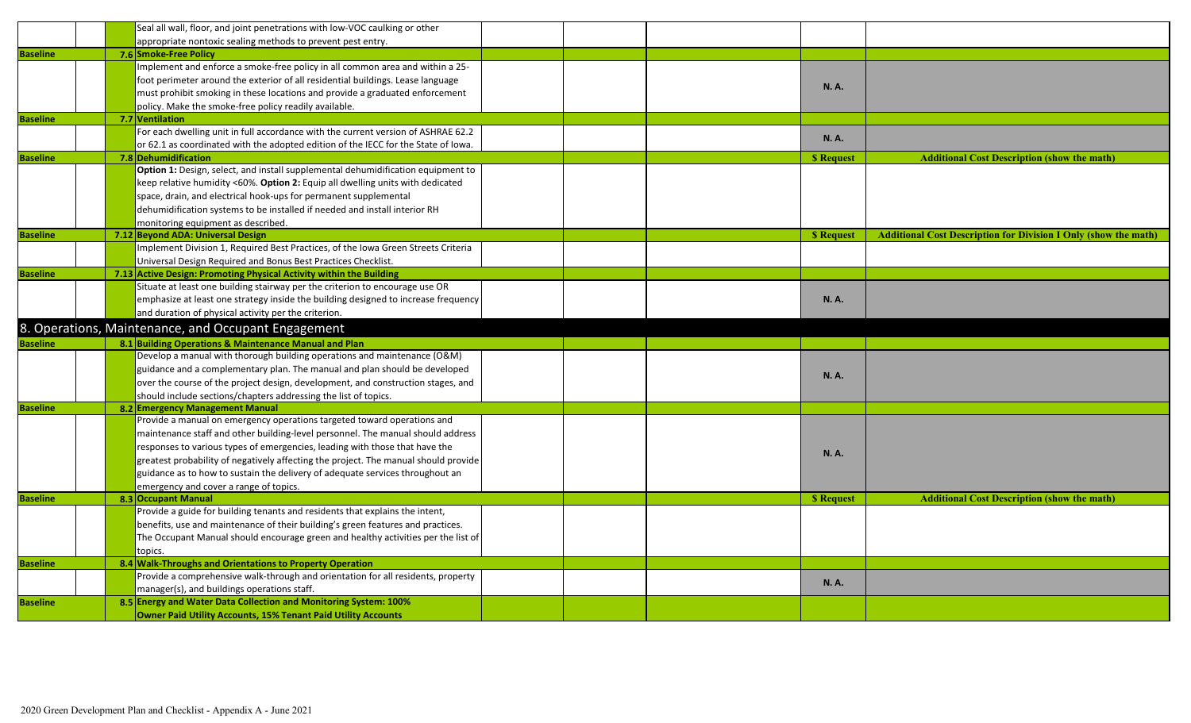| | | | | | | | |
|---|---|---|---|---|---|---|---|
| | | Seal all wall, floor, and joint penetrations with low-VOC caulking or other appropriate nontoxic sealing methods to prevent pest entry. | | | | | |
| **Baseline** | | **7.6 Smoke-Free Policy** | | | | | |
| | | Implement and enforce a smoke-free policy in all common area and within a 25-foot perimeter around the exterior of all residential buildings. Lease language must prohibit smoking in these locations and provide a graduated enforcement policy. Make the smoke-free policy readily available. | | | | **N. A.** | |
| **Baseline** | | **7.7 Ventilation** | | | | | |
| | | For each dwelling unit in full accordance with the current version of ASHRAE 62.2 or 62.1 as coordinated with the adopted edition of the IECC for the State of Iowa. | | | | **N. A.** | |
| **Baseline** | | **7.8 Dehumidification** | | | | **$ Request** | **Additional Cost Description (show the math)** |
| | | **Option 1:** Design, select, and install supplemental dehumidification equipment to keep relative humidity <60%. **Option 2:** Equip all dwelling units with dedicated space, drain, and electrical hook-ups for permanent supplemental dehumidification systems to be installed if needed and install interior RH monitoring equipment as described. | | | | | |
| **Baseline** | | **7.12 Beyond ADA: Universal Design** | | | | **$ Request** | **Additional Cost Description for Division I Only (show the math)** |
| | | Implement Division 1, Required Best Practices, of the Iowa Green Streets Criteria Universal Design Required and Bonus Best Practices Checklist. | | | | | |
| **Baseline** | | **7.13 Active Design: Promoting Physical Activity within the Building** | | | | | |
| | | Situate at least one building stairway per the criterion to encourage use OR emphasize at least one strategy inside the building designed to increase frequency and duration of physical activity per the criterion. | | | | **N. A.** | |
| | | **8. Operations, Maintenance, and Occupant Engagement** | | | | | |
| **Baseline** | | **8.1 Building Operations & Maintenance Manual and Plan** | | | | | |
| | | Develop a manual with thorough building operations and maintenance (O&M) guidance and a complementary plan. The manual and plan should be developed over the course of the project design, development, and construction stages, and should include sections/chapters addressing the list of topics. | | | | **N. A.** | |
| **Baseline** | | **8.2 Emergency Management Manual** | | | | | |
| | | Provide a manual on emergency operations targeted toward operations and maintenance staff and other building-level personnel. The manual should address responses to various types of emergencies, leading with those that have the greatest probability of negatively affecting the project. The manual should provide guidance as to how to sustain the delivery of adequate services throughout an emergency and cover a range of topics. | | | | **N. A.** | |
| **Baseline** | | **8.3 Occupant Manual** | | | | **$ Request** | **Additional Cost Description (show the math)** |
| | | Provide a guide for building tenants and residents that explains the intent, benefits, use and maintenance of their building's green features and practices. The Occupant Manual should encourage green and healthy activities per the list of topics. | | | | | |
| **Baseline** | | **8.4 Walk-Throughs and Orientations to Property Operation** | | | | | |
| | | Provide a comprehensive walk-through and orientation for all residents, property manager(s), and buildings operations staff. | | | | **N. A.** | |
| **Baseline** | | **8.5 Energy and Water Data Collection and Monitoring System: 100% Owner Paid Utility Accounts, 15% Tenant Paid Utility Accounts** | | | | | |

2020 Green Development Plan and Checklist - Appendix A - June 2021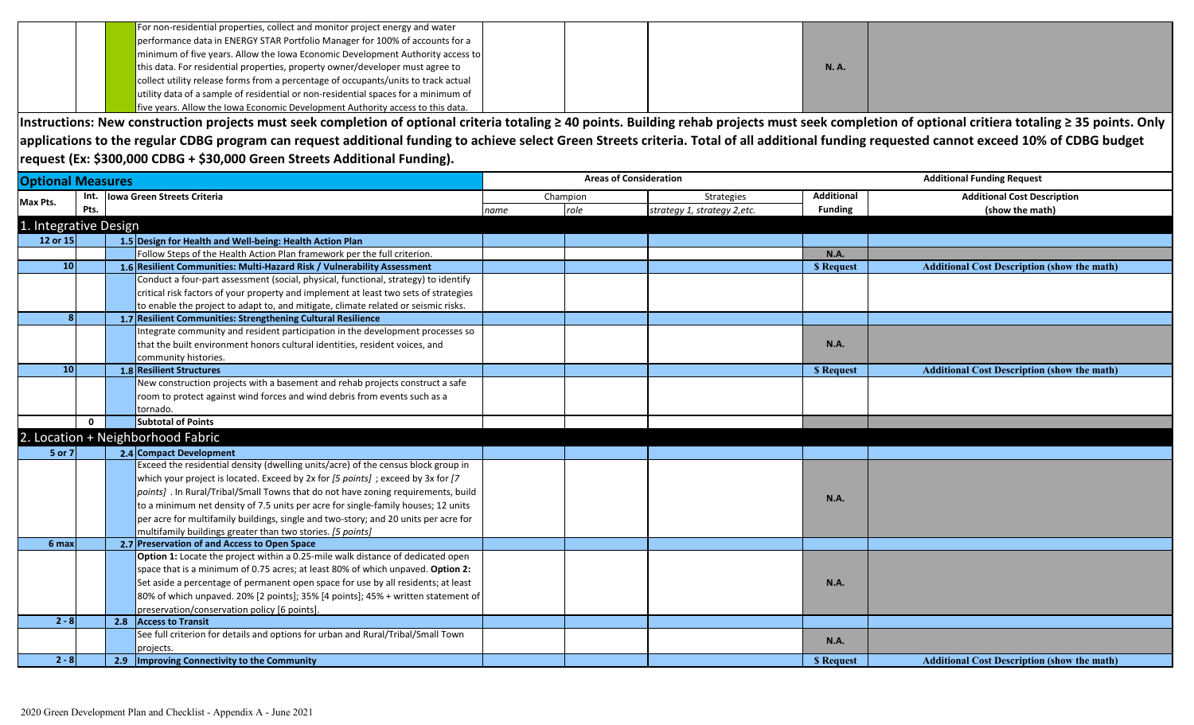| | | | For non-residential properties, collect and monitor project energy and water performance data in ENERGY STAR Portfolio Manager for 100% of accounts for a minimum of five years. Allow the Iowa Economic Development Authority access to this data. For residential properties, property owner/developer must agree to collect utility release forms from a percentage of occupants/units to track actual utility data of a sample of residential or non-residential spaces for a minimum of five years. Allow the Iowa Economic Development Authority access to this data. | | | | N. A. | |
|---|---|---|---|---|---|---|---|---|

**Instructions: New construction projects must seek completion of optional criteria totaling ≥ 40 points. Building rehab projects must seek completion of optional critiera totaling ≥ 35 points. Only applications to the regular CDBG program can request additional funding to achieve select Green Streets criteria. Total of all additional funding requested cannot exceed 10% of CDBG budget request (Ex: $300,000 CDBG + $30,000 Green Streets Additional Funding).**

| **Optional Measures** | | | | **Areas of Consideration** | | | **Additional Funding Request** | |
|---|---|---|---|---|---|---|---|---|
| **Max Pts.** | **Int. Pts.** | | **Iowa Green Streets Criteria** | Champion | | Strategies | **Additional Funding** | **Additional Cost Description (show the math)** |
| | | | | *name* | *role* | *strategy 1, strategy 2,etc.* | | |
| **1. Integrative Design** | | | | | | | | |
| **12 or 15** | | **1.5** | **Design for Health and Well-being: Health Action Plan** | | | | | |
| | | | Follow Steps of the Health Action Plan framework per the full criterion. | | | | **N.A.** | |
| **10** | | **1.6** | **Resilient Communities: Multi-Hazard Risk / Vulnerability Assessment** | | | | **$ Request** | **Additional Cost Description (show the math)** |
| | | | Conduct a four-part assessment (social, physical, functional, strategy) to identify critical risk factors of your property and implement at least two sets of strategies to enable the project to adapt to, and mitigate, climate related or seismic risks. | | | | | |
| **8** | | **1.7** | **Resilient Communities: Strengthening Cultural Resilience** | | | | | |
| | | | Integrate community and resident participation in the development processes so that the built environment honors cultural identities, resident voices, and community histories. | | | | **N.A.** | |
| **10** | | **1.8** | **Resilient Structures** | | | | **$ Request** | **Additional Cost Description (show the math)** |
| | | | New construction projects with a basement and rehab projects construct a safe room to protect against wind forces and wind debris from events such as a tornado. | | | | | |
| | **0** | | **Subtotal of Points** | | | | | |
| **2. Location + Neighborhood Fabric** | | | | | | | | |
| **5 or 7** | | **2.4** | **Compact Development** | | | | | |
| | | | Exceed the residential density (dwelling units/acre) of the census block group in which your project is located. Exceed by 2x for *[5 points]* ; exceed by 3x for *[7 points]* . In Rural/Tribal/Small Towns that do not have zoning requirements, build to a minimum net density of 7.5 units per acre for single-family houses; 12 units per acre for multifamily buildings, single and two-story; and 20 units per acre for multifamily buildings greater than two stories. *[5 points]* | | | | **N.A.** | |
| **6 max** | | **2.7** | **Preservation of and Access to Open Space** | | | | | |
| | | | **Option 1:** Locate the project within a 0.25-mile walk distance of dedicated open space that is a minimum of 0.75 acres; at least 80% of which unpaved. **Option 2:** Set aside a percentage of permanent open space for use by all residents; at least 80% of which unpaved. 20% [2 points]; 35% [4 points]; 45% + written statement of preservation/conservation policy [6 points]. | | | | **N.A.** | |
| **2 - 8** | | **2.8** | **Access to Transit** | | | | | |
| | | | See full criterion for details and options for urban and Rural/Tribal/Small Town projects. | | | | **N.A.** | |
| **2 - 8** | | **2.9** | **Improving Connectivity to the Community** | | | | **$ Request** | **Additional Cost Description (show the math)** |

2020 Green Development Plan and Checklist - Appendix A - June 2021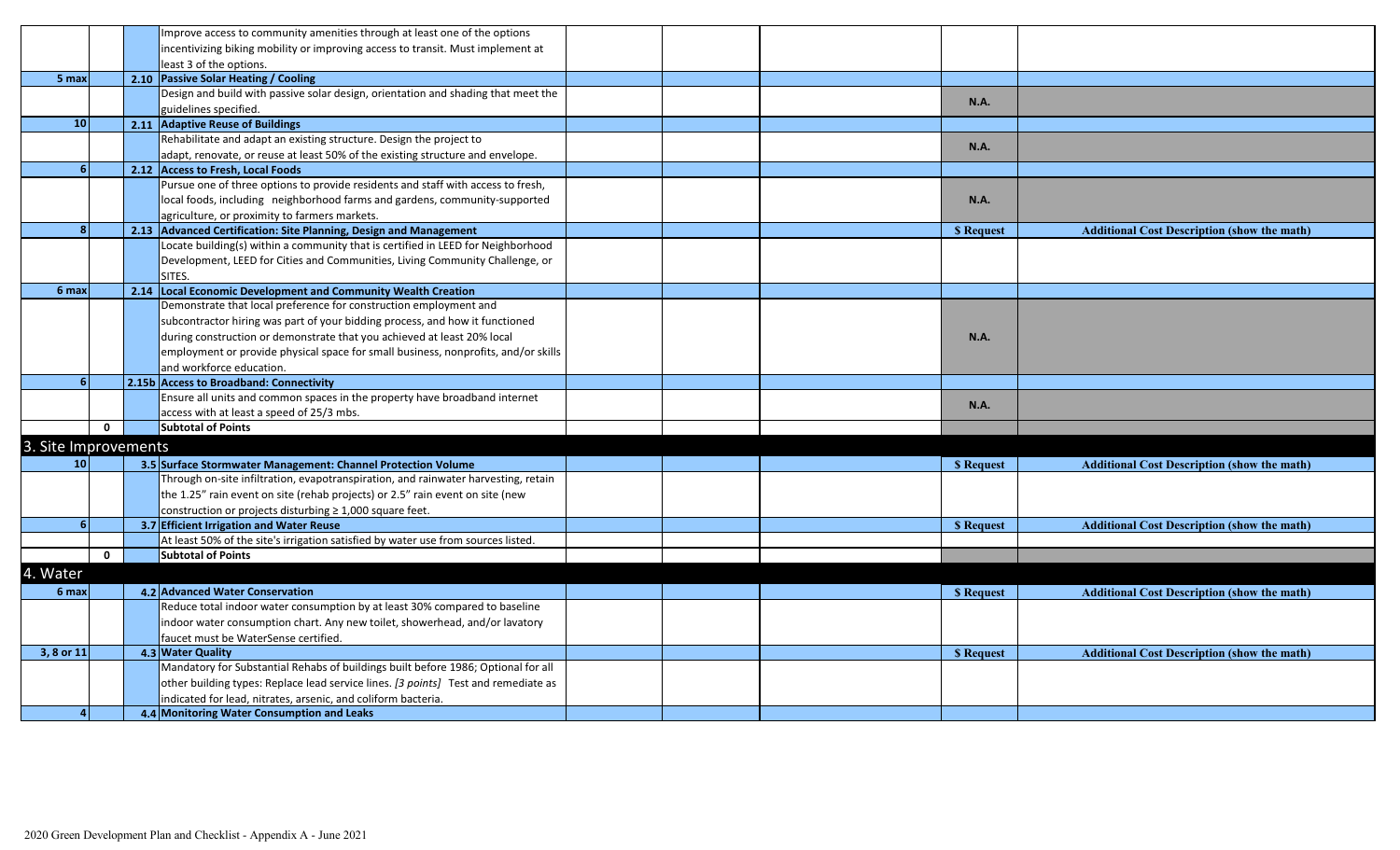| | | | | | | | | |
|---|---|---|---|---|---|---|---|---|
| | | | Improve access to community amenities through at least one of the options incentivizing biking mobility or improving access to transit. Must implement at least 3 of the options. | | | | | |
| 5 max | | 2.10 | **Passive Solar Heating / Cooling** | | | | | |
| | | | Design and build with passive solar design, orientation and shading that meet the guidelines specified. | | | | N.A. | |
| 10 | | 2.11 | **Adaptive Reuse of Buildings** | | | | | |
| | | | Rehabilitate and adapt an existing structure. Design the project to adapt, renovate, or reuse at least 50% of the existing structure and envelope. | | | | N.A. | |
| 6 | | 2.12 | **Access to Fresh, Local Foods** | | | | | |
| | | | Pursue one of three options to provide residents and staff with access to fresh, local foods, including neighborhood farms and gardens, community-supported agriculture, or proximity to farmers markets. | | | | N.A. | |
| 8 | | 2.13 | **Advanced Certification: Site Planning, Design and Management** | | | | **$ Request** | **Additional Cost Description (show the math)** |
| | | | Locate building(s) within a community that is certified in LEED for Neighborhood Development, LEED for Cities and Communities, Living Community Challenge, or SITES. | | | | | |
| 6 max | | 2.14 | **Local Economic Development and Community Wealth Creation** | | | | | |
| | | | Demonstrate that local preference for construction employment and subcontractor hiring was part of your bidding process, and how it functioned during construction or demonstrate that you achieved at least 20% local employment or provide physical space for small business, nonprofits, and/or skills and workforce education. | | | | N.A. | |
| 6 | | 2.15b | **Access to Broadband: Connectivity** | | | | | |
| | | | Ensure all units and common spaces in the property have broadband internet access with at least a speed of 25/3 mbs. | | | | N.A. | |
| | 0 | | **Subtotal of Points** | | | | | |
| **3. Site Improvements** | | | | | | | | |
| 10 | | 3.5 | **Surface Stormwater Management: Channel Protection Volume** | | | | **$ Request** | **Additional Cost Description (show the math)** |
| | | | Through on-site infiltration, evapotranspiration, and rainwater harvesting, retain the 1.25” rain event on site (rehab projects) or 2.5” rain event on site (new construction or projects disturbing ≥ 1,000 square feet. | | | | | |
| 6 | | 3.7 | **Efficient Irrigation and Water Reuse** | | | | **$ Request** | **Additional Cost Description (show the math)** |
| | | | At least 50% of the site's irrigation satisfied by water use from sources listed. | | | | | |
| | 0 | | **Subtotal of Points** | | | | | |
| **4. Water** | | | | | | | | |
| 6 max | | 4.2 | **Advanced Water Conservation** | | | | **$ Request** | **Additional Cost Description (show the math)** |
| | | | Reduce total indoor water consumption by at least 30% compared to baseline indoor water consumption chart. Any new toilet, showerhead, and/or lavatory faucet must be WaterSense certified. | | | | | |
| 3, 8 or 11 | | 4.3 | **Water Quality** | | | | **$ Request** | **Additional Cost Description (show the math)** |
| | | | Mandatory for Substantial Rehabs of buildings built before 1986; Optional for all other building types: Replace lead service lines. *[3 points]* Test and remediate as indicated for lead, nitrates, arsenic, and coliform bacteria. | | | | | |
| 4 | | 4.4 | **Monitoring Water Consumption and Leaks** | | | | | |

2020 Green Development Plan and Checklist - Appendix A - June 2021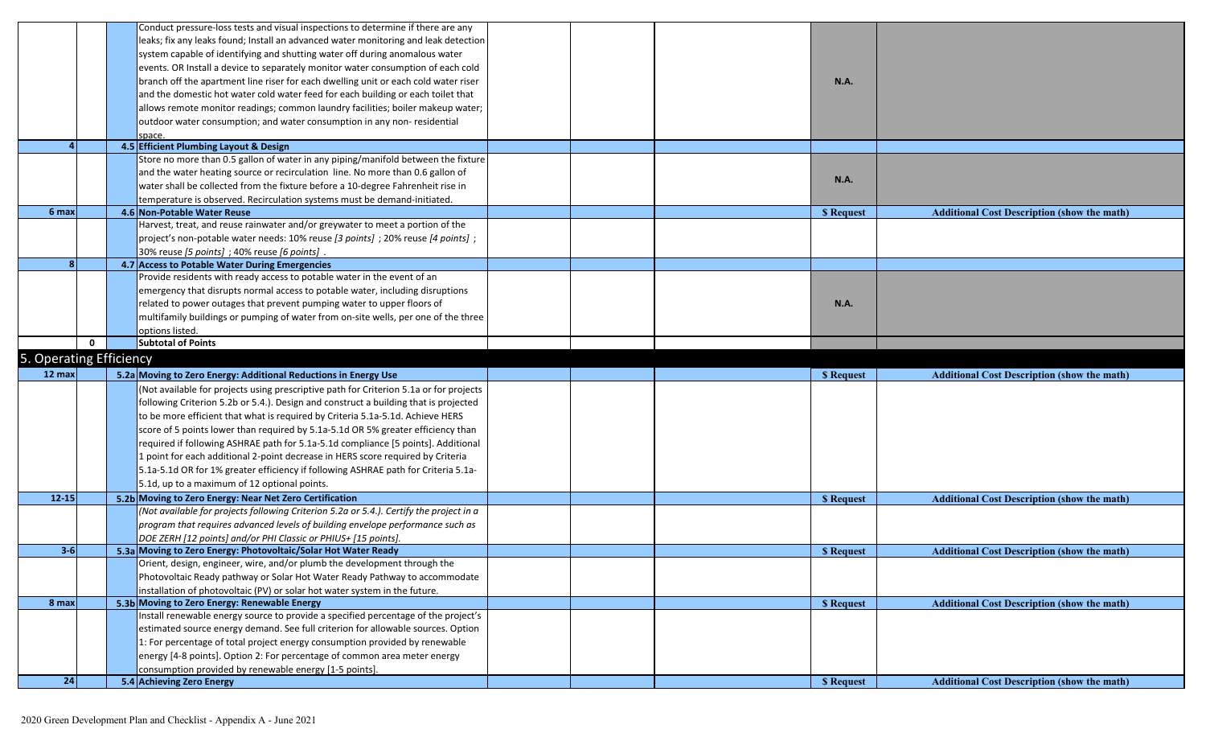| | | | | | | | |
|---|---|---|---|---|---|---|---|
| | | | Conduct pressure-loss tests and visual inspections to determine if there are any leaks; fix any leaks found; Install an advanced water monitoring and leak detection system capable of identifying and shutting water off during anomalous water events. OR Install a device to separately monitor water consumption of each cold branch off the apartment line riser for each dwelling unit or each cold water riser and the domestic hot water cold water feed for each building or each toilet that allows remote monitor readings; common laundry facilities; boiler makeup water; outdoor water consumption; and water consumption in any non- residential space. | | | N.A. | |
| 4 | | 4.5 | **Efficient Plumbing Layout & Design** | | | | |
| | | | Store no more than 0.5 gallon of water in any piping/manifold between the fixture and the water heating source or recirculation line. No more than 0.6 gallon of water shall be collected from the fixture before a 10-degree Fahrenheit rise in temperature is observed. Recirculation systems must be demand-initiated. | | | N.A. | |
| 6 max | | 4.6 | **Non-Potable Water Reuse** | | | **$ Request** | **Additional Cost Description (show the math)** |
| | | | Harvest, treat, and reuse rainwater and/or greywater to meet a portion of the project's non-potable water needs: 10% reuse *[3 points]* ; 20% reuse *[4 points]* ; 30% reuse *[5 points]* ; 40% reuse *[6 points]* . | | | | |
| 8 | | 4.7 | **Access to Potable Water During Emergencies** | | | | |
| | | | Provide residents with ready access to potable water in the event of an emergency that disrupts normal access to potable water, including disruptions related to power outages that prevent pumping water to upper floors of multifamily buildings or pumping of water from on-site wells, per one of the three options listed. | | | N.A. | |
| | 0 | | **Subtotal of Points** | | | | |
| **5. Operating Efficiency** | | | | | | | |
| 12 max | | 5.2a | **Moving to Zero Energy: Additional Reductions in Energy Use** | | | **$ Request** | **Additional Cost Description (show the math)** |
| | | | (Not available for projects using prescriptive path for Criterion 5.1a or for projects following Criterion 5.2b or 5.4.). Design and construct a building that is projected to be more efficient that what is required by Criteria 5.1a-5.1d. Achieve HERS score of 5 points lower than required by 5.1a-5.1d OR 5% greater efficiency than required if following ASHRAE path for 5.1a-5.1d compliance [5 points]. Additional 1 point for each additional 2-point decrease in HERS score required by Criteria 5.1a-5.1d OR for 1% greater efficiency if following ASHRAE path for Criteria 5.1a-5.1d, up to a maximum of 12 optional points. | | | | |
| 12-15 | | 5.2b | **Moving to Zero Energy: Near Net Zero Certification** | | | **$ Request** | **Additional Cost Description (show the math)** |
| | | | *(Not available for projects following Criterion 5.2a or 5.4.). Certify the project in a program that requires advanced levels of building envelope performance such as DOE ZERH [12 points] and/or PHI Classic or PHIUS+ [15 points].* | | | | |
| 3-6 | | 5.3a | **Moving to Zero Energy: Photovoltaic/Solar Hot Water Ready** | | | **$ Request** | **Additional Cost Description (show the math)** |
| | | | Orient, design, engineer, wire, and/or plumb the development through the Photovoltaic Ready pathway or Solar Hot Water Ready Pathway to accommodate installation of photovoltaic (PV) or solar hot water system in the future. | | | | |
| 8 max | | 5.3b | **Moving to Zero Energy: Renewable Energy** | | | **$ Request** | **Additional Cost Description (show the math)** |
| | | | Install renewable energy source to provide a specified percentage of the project's estimated source energy demand. See full criterion for allowable sources. Option 1: For percentage of total project energy consumption provided by renewable energy [4-8 points]. Option 2: For percentage of common area meter energy consumption provided by renewable energy [1-5 points]. | | | | |
| 24 | | 5.4 | **Achieving Zero Energy** | | | **$ Request** | **Additional Cost Description (show the math)** |

2020 Green Development Plan and Checklist - Appendix A - June 2021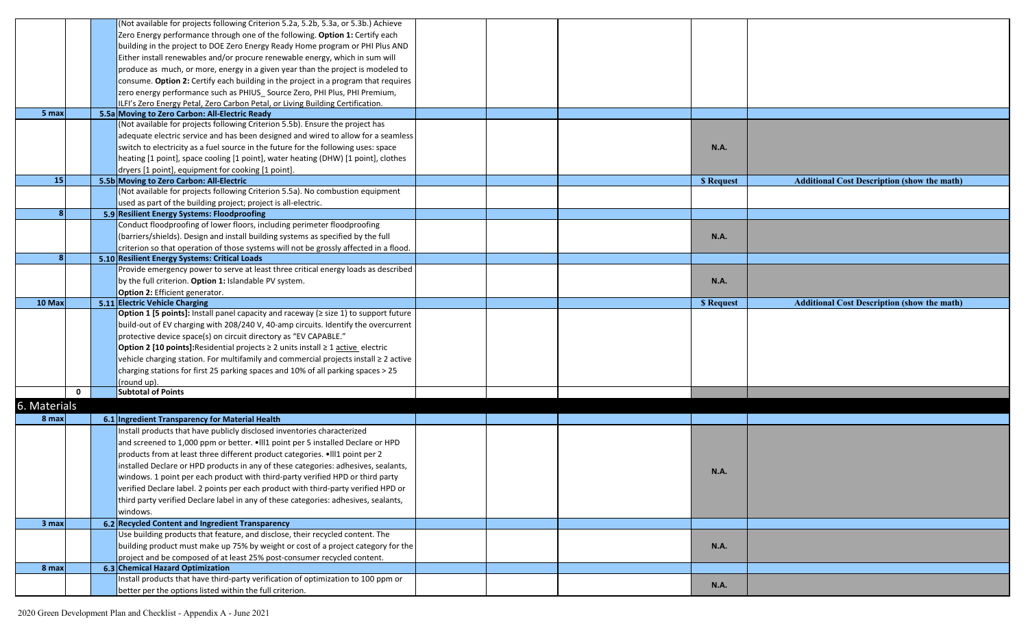| | | | | | | | |
|---|---|---|---|---|---|---|---|
| | | (Not available for projects following Criterion 5.2a, 5.2b, 5.3a, or 5.3b.) Achieve Zero Energy performance through one of the following. **Option 1:** Certify each building in the project to DOE Zero Energy Ready Home program or PHI Plus AND Either install renewables and/or procure renewable energy, which in sum will produce as much, or more, energy in a given year than the project is modeled to consume. **Option 2:** Certify each building in the project in a program that requires zero energy performance such as PHIUS_ Source Zero, PHI Plus, PHI Premium, ILFI's Zero Energy Petal, Zero Carbon Petal, or Living Building Certification. | | | | | |
| **5 max** | | **5.5a Moving to Zero Carbon: All-Electric Ready** | | | | | |
| | | (Not available for projects following Criterion 5.5b). Ensure the project has adequate electric service and has been designed and wired to allow for a seamless switch to electricity as a fuel source in the future for the following uses: space heating [1 point], space cooling [1 point], water heating (DHW) [1 point], clothes dryers [1 point], equipment for cooking [1 point]. | | | | **N.A.** | |
| **15** | | **5.5b Moving to Zero Carbon: All-Electric** | | | | **$ Request** | **Additional Cost Description (show the math)** |
| | | (Not available for projects following Criterion 5.5a). No combustion equipment used as part of the building project; project is all-electric. | | | | | |
| **8** | | **5.9 Resilient Energy Systems: Floodproofing** | | | | | |
| | | Conduct floodproofing of lower floors, including perimeter floodproofing (barriers/shields). Design and install building systems as specified by the full criterion so that operation of those systems will not be grossly affected in a flood. | | | | **N.A.** | |
| **8** | | **5.10 Resilient Energy Systems: Critical Loads** | | | | | |
| | | Provide emergency power to serve at least three critical energy loads as described by the full criterion. **Option 1:** Islandable PV system. **Option 2:** Efficient generator. | | | | **N.A.** | |
| **10 Max** | | **5.11 Electric Vehicle Charging** | | | | **$ Request** | **Additional Cost Description (show the math)** |
| | | **Option 1 [5 points]:** Install panel capacity and raceway (≥ size 1) to support future build-out of EV charging with 208/240 V, 40-amp circuits. Identify the overcurrent protective device space(s) on circuit directory as "EV CAPABLE." **Option 2 [10 points]:** Residential projects ≥ 2 units install ≥ 1 active electric vehicle charging station. For multifamily and commercial projects install ≥ 2 active charging stations for first 25 parking spaces and 10% of all parking spaces > 25 (round up). | | | | | |
| | **0** | **Subtotal of Points** | | | | | |
| **6. Materials** | | | | | | | |
| **8 max** | | **6.1 Ingredient Transparency for Material Health** | | | | | |
| | | Install products that have publicly disclosed inventories characterized and screened to 1,000 ppm or better. •lll1 point per 5 installed Declare or HPD products from at least three different product categories. •lll1 point per 2 installed Declare or HPD products in any of these categories: adhesives, sealants, windows. 1 point per each product with third-party verified HPD or third party verified Declare label. 2 points per each product with third-party verified HPD or third party verified Declare label in any of these categories: adhesives, sealants, windows. | | | | **N.A.** | |
| **3 max** | | **6.2 Recycled Content and Ingredient Transparency** | | | | | |
| | | Use building products that feature, and disclose, their recycled content. The building product must make up 75% by weight or cost of a project category for the project and be composed of at least 25% post-consumer recycled content. | | | | **N.A.** | |
| **8 max** | | **6.3 Chemical Hazard Optimization** | | | | | |
| | | Install products that have third-party verification of optimization to 100 ppm or better per the options listed within the full criterion. | | | | **N.A.** | |

2020 Green Development Plan and Checklist - Appendix A - June 2021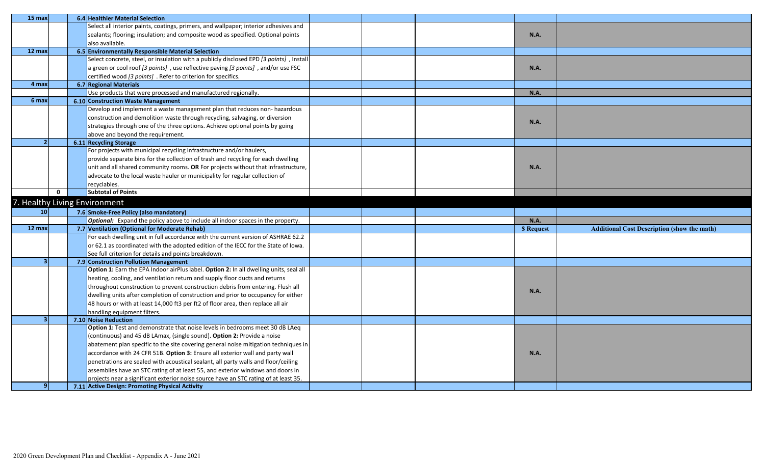| | | | | | | | | |
|---|---|---|---|---|---|---|---|---|
| 15 max | | | **6.4 Healthier Material Selection** | | | | | |
| | | | Select all interior paints, coatings, primers, and wallpaper; interior adhesives and sealants; flooring; insulation; and composite wood as specified. Optional points also available. | | | | **N.A.** | |
| 12 max | | | **6.5 Environmentally Responsible Material Selection** | | | | | |
| | | | Select concrete, steel, or insulation with a publicly disclosed EPD *[3 points]* , Install a green or cool roof *[3 points]* , use reflective paving *[3 points]* , and/or use FSC certified wood *[3 points]* . Refer to criterion for specifics. | | | | **N.A.** | |
| 4 max | | | **6.7 Regional Materials** | | | | | |
| | | | Use products that were processed and manufactured regionally. | | | | **N.A.** | |
| 6 max | | | **6.10 Construction Waste Management** | | | | | |
| | | | Develop and implement a waste management plan that reduces non- hazardous construction and demolition waste through recycling, salvaging, or diversion strategies through one of the three options. Achieve optional points by going above and beyond the requirement. | | | | **N.A.** | |
| 2 | | | **6.11 Recycling Storage** | | | | | |
| | | | For projects with municipal recycling infrastructure and/or haulers, provide separate bins for the collection of trash and recycling for each dwelling unit and all shared community rooms. **OR** For projects without that infrastructure, advocate to the local waste hauler or municipality for regular collection of recyclables. | | | | **N.A.** | |
| | 0 | | **Subtotal of Points** | | | | | |
| **7. Healthy Living Environment** | | | | | | | | |
| 10 | | | **7.6 Smoke-Free Policy (also mandatory)** | | | | | |
| | | | ***Optional:*** Expand the policy above to include all indoor spaces in the property. | | | | **N.A.** | |
| 12 max | | | **7.7 Ventilation (Optional for Moderate Rehab)** | | | | **$ Request** | **Additional Cost Description (show the math)** |
| | | | For each dwelling unit in full accordance with the current version of ASHRAE 62.2 or 62.1 as coordinated with the adopted edition of the IECC for the State of Iowa. See full criterion for details and points breakdown. | | | | | |
| 3 | | | **7.9 Construction Pollution Management** | | | | | |
| | | | **Option 1:** Earn the EPA Indoor airPlus label. **Option 2:** In all dwelling units, seal all heating, cooling, and ventilation return and supply floor ducts and returns throughout construction to prevent construction debris from entering. Flush all dwelling units after completion of construction and prior to occupancy for either 48 hours or with at least 14,000 ft3 per ft2 of floor area, then replace all air handling equipment filters. | | | | **N.A.** | |
| 3 | | | **7.10 Noise Reduction** | | | | | |
| | | | **Option 1:** Test and demonstrate that noise levels in bedrooms meet 30 dB LAeq (continuous) and 45 dB LAmax, (single sound). **Option 2:** Provide a noise abatement plan specific to the site covering general noise mitigation techniques in accordance with 24 CFR 51B. **Option 3:** Ensure all exterior wall and party wall penetrations are sealed with acoustical sealant, all party walls and floor/ceiling assemblies have an STC rating of at least 55, and exterior windows and doors in projects near a significant exterior noise source have an STC rating of at least 35. | | | | **N.A.** | |
| 9 | | | **7.11 Active Design: Promoting Physical Activity** | | | | | |

2020 Green Development Plan and Checklist - Appendix A - June 2021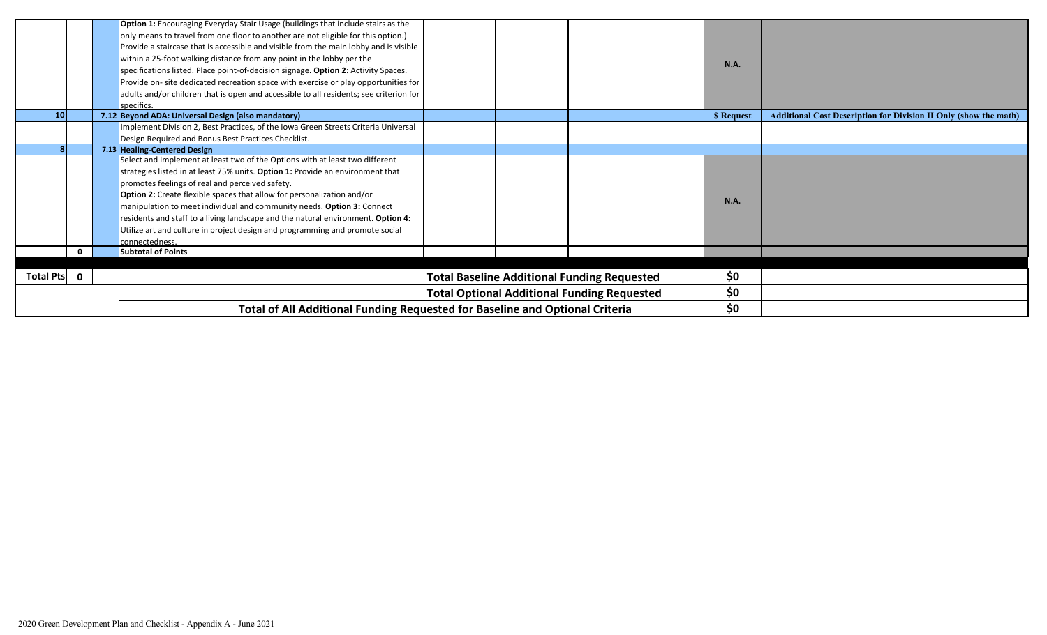| | | | | | | | $ Request | Additional Cost Description for Division II Only (show the math) |
|---|---|---|---|---|---|---|---|---|
| | | | **Option 1:** Encouraging Everyday Stair Usage (buildings that include stairs as the only means to travel from one floor to another are not eligible for this option.) Provide a staircase that is accessible and visible from the main lobby and is visible within a 25-foot walking distance from any point in the lobby per the specifications listed. Place point-of-decision signage. **Option 2:** Activity Spaces. Provide on- site dedicated recreation space with exercise or play opportunities for adults and/or children that is open and accessible to all residents; see criterion for specifics. | | | | N.A. | |
| 10 | | 7.12 | **Beyond ADA: Universal Design (also mandatory)** | | | | **$ Request** | **Additional Cost Description for Division II Only (show the math)** |
| | | | Implement Division 2, Best Practices, of the Iowa Green Streets Criteria Universal Design Required and Bonus Best Practices Checklist. | | | | | |
| 8 | | 7.13 | **Healing-Centered Design** | | | | | |
| | | | Select and implement at least two of the Options with at least two different strategies listed in at least 75% units. **Option 1:** Provide an environment that promotes feelings of real and perceived safety. **Option 2:** Create flexible spaces that allow for personalization and/or manipulation to meet individual and community needs. **Option 3:** Connect residents and staff to a living landscape and the natural environment. **Option 4:** Utilize art and culture in project design and programming and promote social connectedness. | | | | N.A. | |
| | 0 | | **Subtotal of Points** | | | | | |

| | | | | | |
|---|---|---|---|---|---|
| **Total Pts** | **0** | | **Total Baseline Additional Funding Requested** | **$0** | |
| | | | **Total Optional Additional Funding Requested** | **$0** | |
| | | | **Total of All Additional Funding Requested for Baseline and Optional Criteria** | **$0** | |

2020 Green Development Plan and Checklist - Appendix A - June 2021